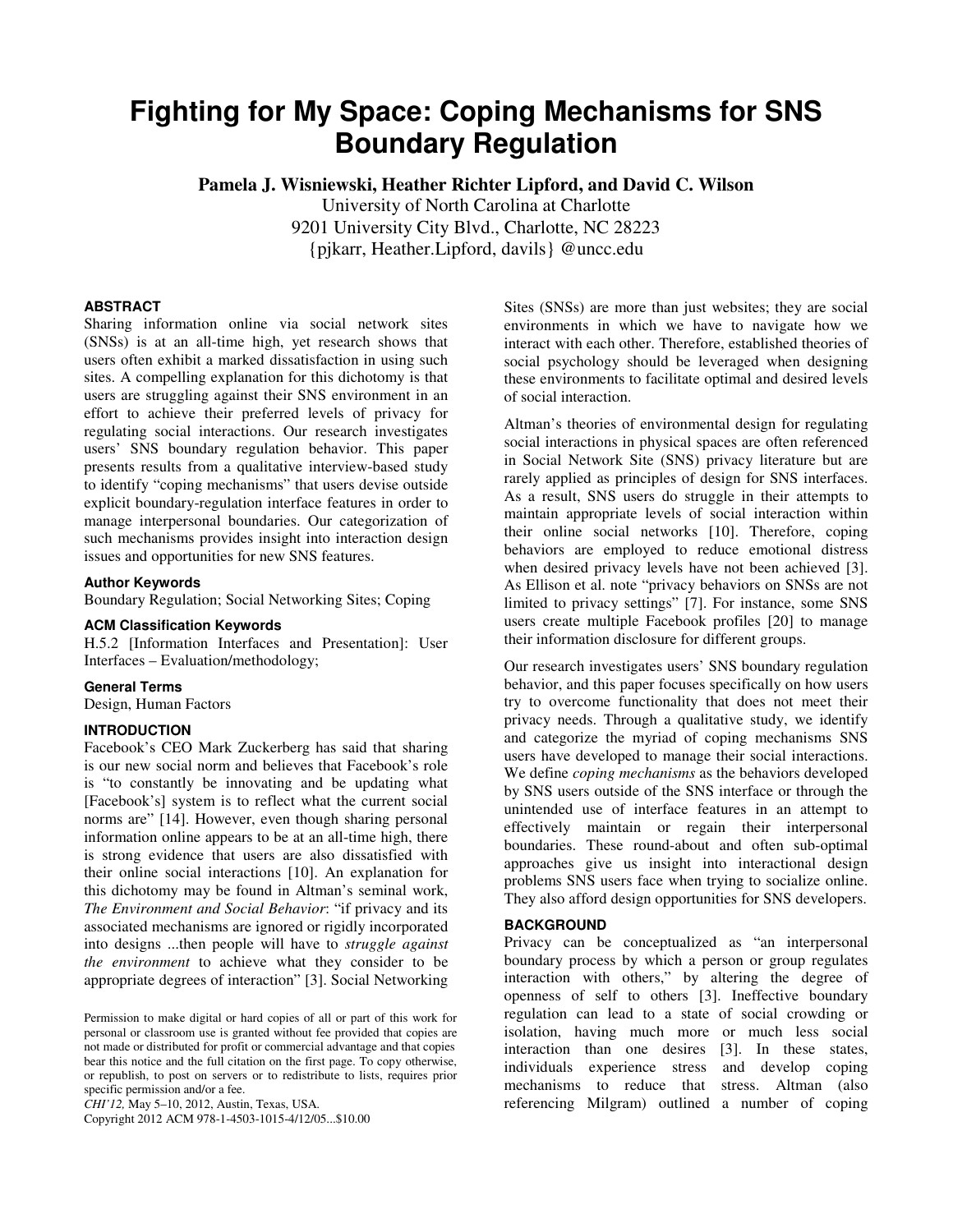# Fighting for My Space: Coping Mechanisms for SNS Boundary Regulation

**Pamela J. Wisniewski, Heather Richter Lipford, and David C. Wilson**

University of North Carolina at Charlotte
9201 University City Blvd., Charlotte, NC 28223
{pjkarr, Heather.Lipford, davils} @uncc.edu

### ABSTRACT

Sharing information online via social network sites (SNSs) is at an all-time high, yet research shows that users often exhibit a marked dissatisfaction in using such sites. A compelling explanation for this dichotomy is that users are struggling against their SNS environment in an effort to achieve their preferred levels of privacy for regulating social interactions. Our research investigates users' SNS boundary regulation behavior. This paper presents results from a qualitative interview-based study to identify "coping mechanisms" that users devise outside explicit boundary-regulation interface features in order to manage interpersonal boundaries. Our categorization of such mechanisms provides insight into interaction design issues and opportunities for new SNS features.

### Author Keywords

Boundary Regulation; Social Networking Sites; Coping

### ACM Classification Keywords

H.5.2 [Information Interfaces and Presentation]: User Interfaces – Evaluation/methodology;

### General Terms

Design, Human Factors

### INTRODUCTION

Facebook's CEO Mark Zuckerberg has said that sharing is our new social norm and believes that Facebook's role is "to constantly be innovating and be updating what [Facebook's] system is to reflect what the current social norms are" [14]. However, even though sharing personal information online appears to be at an all-time high, there is strong evidence that users are also dissatisfied with their online social interactions [10]. An explanation for this dichotomy may be found in Altman's seminal work, *The Environment and Social Behavior*: "if privacy and its associated mechanisms are ignored or rigidly incorporated into designs ...then people will have to *struggle against the environment* to achieve what they consider to be appropriate degrees of interaction" [3]. Social Networking Sites (SNSs) are more than just websites; they are social environments in which we have to navigate how we interact with each other. Therefore, established theories of social psychology should be leveraged when designing these environments to facilitate optimal and desired levels of social interaction.

Altman's theories of environmental design for regulating social interactions in physical spaces are often referenced in Social Network Site (SNS) privacy literature but are rarely applied as principles of design for SNS interfaces. As a result, SNS users do struggle in their attempts to maintain appropriate levels of social interaction within their online social networks [10]. Therefore, coping behaviors are employed to reduce emotional distress when desired privacy levels have not been achieved [3]. As Ellison et al. note "privacy behaviors on SNSs are not limited to privacy settings" [7]. For instance, some SNS users create multiple Facebook profiles [20] to manage their information disclosure for different groups.

Our research investigates users' SNS boundary regulation behavior, and this paper focuses specifically on how users try to overcome functionality that does not meet their privacy needs. Through a qualitative study, we identify and categorize the myriad of coping mechanisms SNS users have developed to manage their social interactions. We define *coping mechanisms* as the behaviors developed by SNS users outside of the SNS interface or through the unintended use of interface features in an attempt to effectively maintain or regain their interpersonal boundaries. These round-about and often sub-optimal approaches give us insight into interactional design problems SNS users face when trying to socialize online. They also afford design opportunities for SNS developers.

### BACKGROUND

Privacy can be conceptualized as "an interpersonal boundary process by which a person or group regulates interaction with others," by altering the degree of openness of self to others [3]. Ineffective boundary regulation can lead to a state of social crowding or isolation, having much more or much less social interaction than one desires [3]. In these states, individuals experience stress and develop coping mechanisms to reduce that stress. Altman (also referencing Milgram) outlined a number of coping

Permission to make digital or hard copies of all or part of this work for personal or classroom use is granted without fee provided that copies are not made or distributed for profit or commercial advantage and that copies bear this notice and the full citation on the first page. To copy otherwise, or republish, to post on servers or to redistribute to lists, requires prior specific permission and/or a fee.
*CHI'12,* May 5–10, 2012, Austin, Texas, USA.
Copyright 2012 ACM 978-1-4503-1015-4/12/05...$10.00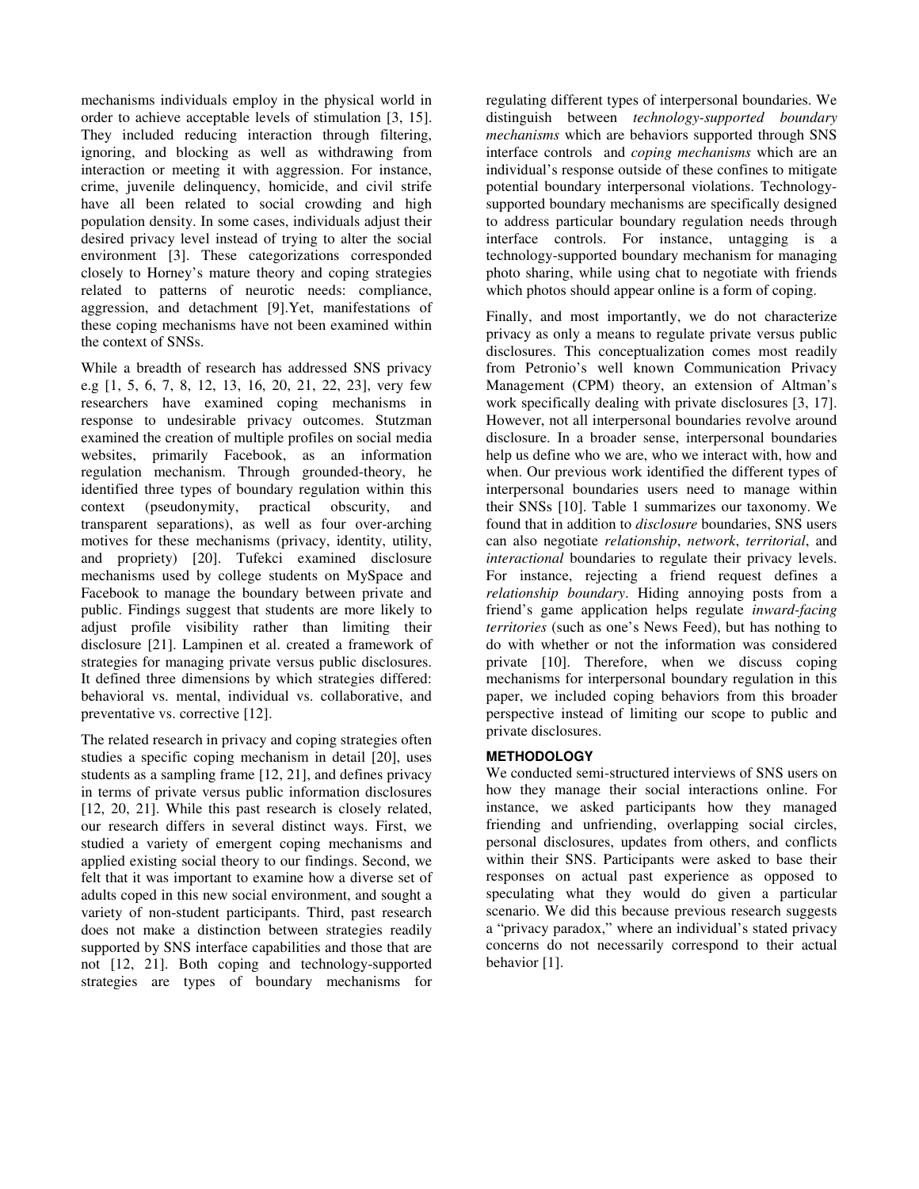mechanisms individuals employ in the physical world in order to achieve acceptable levels of stimulation [3, 15]. They included reducing interaction through filtering, ignoring, and blocking as well as withdrawing from interaction or meeting it with aggression. For instance, crime, juvenile delinquency, homicide, and civil strife have all been related to social crowding and high population density. In some cases, individuals adjust their desired privacy level instead of trying to alter the social environment [3]. These categorizations corresponded closely to Horney's mature theory and coping strategies related to patterns of neurotic needs: compliance, aggression, and detachment [9].Yet, manifestations of these coping mechanisms have not been examined within the context of SNSs.

While a breadth of research has addressed SNS privacy e.g [1, 5, 6, 7, 8, 12, 13, 16, 20, 21, 22, 23], very few researchers have examined coping mechanisms in response to undesirable privacy outcomes. Stutzman examined the creation of multiple profiles on social media websites, primarily Facebook, as an information regulation mechanism. Through grounded-theory, he identified three types of boundary regulation within this context (pseudonymity, practical obscurity, and transparent separations), as well as four over-arching motives for these mechanisms (privacy, identity, utility, and propriety) [20]. Tufekci examined disclosure mechanisms used by college students on MySpace and Facebook to manage the boundary between private and public. Findings suggest that students are more likely to adjust profile visibility rather than limiting their disclosure [21]. Lampinen et al. created a framework of strategies for managing private versus public disclosures. It defined three dimensions by which strategies differed: behavioral vs. mental, individual vs. collaborative, and preventative vs. corrective [12].

The related research in privacy and coping strategies often studies a specific coping mechanism in detail [20], uses students as a sampling frame [12, 21], and defines privacy in terms of private versus public information disclosures [12, 20, 21]. While this past research is closely related, our research differs in several distinct ways. First, we studied a variety of emergent coping mechanisms and applied existing social theory to our findings. Second, we felt that it was important to examine how a diverse set of adults coped in this new social environment, and sought a variety of non-student participants. Third, past research does not make a distinction between strategies readily supported by SNS interface capabilities and those that are not [12, 21]. Both coping and technology-supported strategies are types of boundary mechanisms for regulating different types of interpersonal boundaries. We distinguish between *technology-supported boundary mechanisms* which are behaviors supported through SNS interface controls and *coping mechanisms* which are an individual's response outside of these confines to mitigate potential boundary interpersonal violations. Technology-supported boundary mechanisms are specifically designed to address particular boundary regulation needs through interface controls. For instance, untagging is a technology-supported boundary mechanism for managing photo sharing, while using chat to negotiate with friends which photos should appear online is a form of coping.

Finally, and most importantly, we do not characterize privacy as only a means to regulate private versus public disclosures. This conceptualization comes most readily from Petronio's well known Communication Privacy Management (CPM) theory, an extension of Altman's work specifically dealing with private disclosures [3, 17]. However, not all interpersonal boundaries revolve around disclosure. In a broader sense, interpersonal boundaries help us define who we are, who we interact with, how and when. Our previous work identified the different types of interpersonal boundaries users need to manage within their SNSs [10]. Table 1 summarizes our taxonomy. We found that in addition to *disclosure* boundaries, SNS users can also negotiate *relationship*, *network*, *territorial*, and *interactional* boundaries to regulate their privacy levels. For instance, rejecting a friend request defines a *relationship boundary*. Hiding annoying posts from a friend's game application helps regulate *inward-facing territories* (such as one's News Feed), but has nothing to do with whether or not the information was considered private [10]. Therefore, when we discuss coping mechanisms for interpersonal boundary regulation in this paper, we included coping behaviors from this broader perspective instead of limiting our scope to public and private disclosures.

## METHODOLOGY

We conducted semi-structured interviews of SNS users on how they manage their social interactions online. For instance, we asked participants how they managed friending and unfriending, overlapping social circles, personal disclosures, updates from others, and conflicts within their SNS. Participants were asked to base their responses on actual past experience as opposed to speculating what they would do given a particular scenario. We did this because previous research suggests a "privacy paradox," where an individual's stated privacy concerns do not necessarily correspond to their actual behavior [1].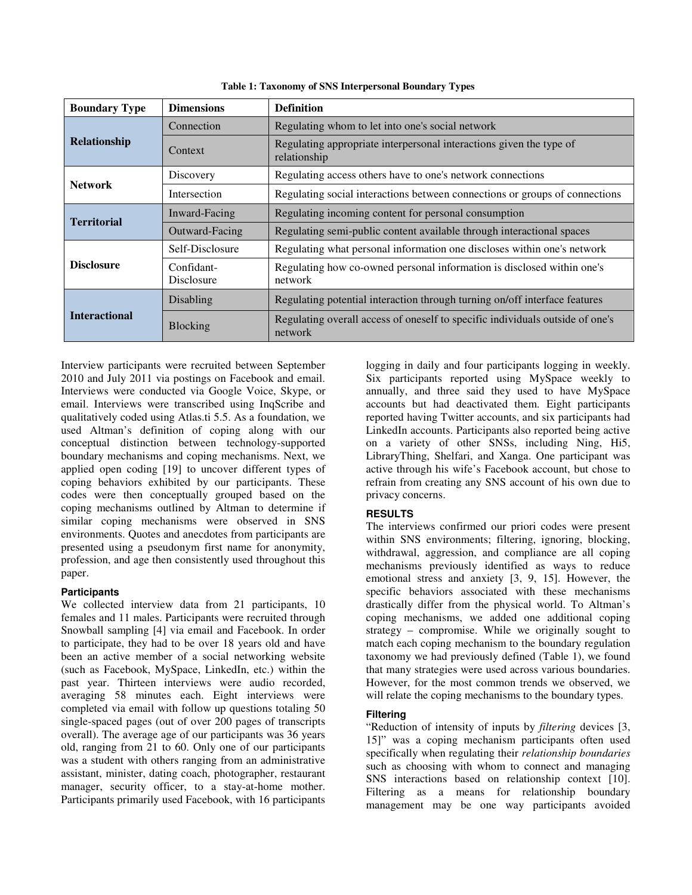**Table 1: Taxonomy of SNS Interpersonal Boundary Types**

| Boundary Type | Dimensions | Definition |
|---|---|---|
| **Relationship** | Connection | Regulating whom to let into one's social network |
| | Context | Regulating appropriate interpersonal interactions given the type of relationship |
| **Network** | Discovery | Regulating access others have to one's network connections |
| | Intersection | Regulating social interactions between connections or groups of connections |
| **Territorial** | Inward-Facing | Regulating incoming content for personal consumption |
| | Outward-Facing | Regulating semi-public content available through interactional spaces |
| **Disclosure** | Self-Disclosure | Regulating what personal information one discloses within one's network |
| | Confidant-Disclosure | Regulating how co-owned personal information is disclosed within one's network |
| **Interactional** | Disabling | Regulating potential interaction through turning on/off interface features |
| | Blocking | Regulating overall access of oneself to specific individuals outside of one's network |

Interview participants were recruited between September 2010 and July 2011 via postings on Facebook and email. Interviews were conducted via Google Voice, Skype, or email. Interviews were transcribed using InqScribe and qualitatively coded using Atlas.ti 5.5. As a foundation, we used Altman's definition of coping along with our conceptual distinction between technology-supported boundary mechanisms and coping mechanisms. Next, we applied open coding [19] to uncover different types of coping behaviors exhibited by our participants. These codes were then conceptually grouped based on the coping mechanisms outlined by Altman to determine if similar coping mechanisms were observed in SNS environments. Quotes and anecdotes from participants are presented using a pseudonym first name for anonymity, profession, and age then consistently used throughout this paper.

### Participants

We collected interview data from 21 participants, 10 females and 11 males. Participants were recruited through Snowball sampling [4] via email and Facebook. In order to participate, they had to be over 18 years old and have been an active member of a social networking website (such as Facebook, MySpace, LinkedIn, etc.) within the past year. Thirteen interviews were audio recorded, averaging 58 minutes each. Eight interviews were completed via email with follow up questions totaling 50 single-spaced pages (out of over 200 pages of transcripts overall). The average age of our participants was 36 years old, ranging from 21 to 60. Only one of our participants was a student with others ranging from an administrative assistant, minister, dating coach, photographer, restaurant manager, security officer, to a stay-at-home mother. Participants primarily used Facebook, with 16 participants logging in daily and four participants logging in weekly. Six participants reported using MySpace weekly to annually, and three said they used to have MySpace accounts but had deactivated them. Eight participants reported having Twitter accounts, and six participants had LinkedIn accounts. Participants also reported being active on a variety of other SNSs, including Ning, Hi5, LibraryThing, Shelfari, and Xanga. One participant was active through his wife's Facebook account, but chose to refrain from creating any SNS account of his own due to privacy concerns.

## RESULTS

The interviews confirmed our priori codes were present within SNS environments; filtering, ignoring, blocking, withdrawal, aggression, and compliance are all coping mechanisms previously identified as ways to reduce emotional stress and anxiety [3, 9, 15]. However, the specific behaviors associated with these mechanisms drastically differ from the physical world. To Altman's coping mechanisms, we added one additional coping strategy – compromise. While we originally sought to match each coping mechanism to the boundary regulation taxonomy we had previously defined (Table 1), we found that many strategies were used across various boundaries. However, for the most common trends we observed, we will relate the coping mechanisms to the boundary types.

### Filtering

"Reduction of intensity of inputs by *filtering* devices [3, 15]" was a coping mechanism participants often used specifically when regulating their *relationship boundaries* such as choosing with whom to connect and managing SNS interactions based on relationship context [10]. Filtering as a means for relationship boundary management may be one way participants avoided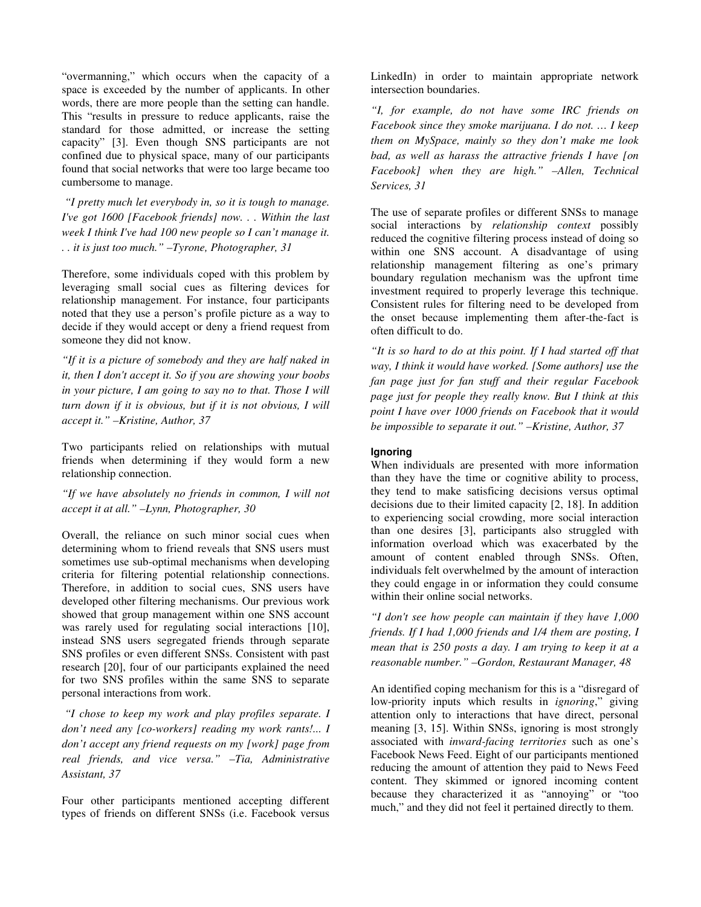"overmanning," which occurs when the capacity of a space is exceeded by the number of applicants. In other words, there are more people than the setting can handle. This "results in pressure to reduce applicants, raise the standard for those admitted, or increase the setting capacity" [3]. Even though SNS participants are not confined due to physical space, many of our participants found that social networks that were too large became too cumbersome to manage.

*"I pretty much let everybody in, so it is tough to manage. I've got 1600 [Facebook friends] now. . . Within the last week I think I've had 100 new people so I can't manage it. . . it is just too much." –Tyrone, Photographer, 31*

Therefore, some individuals coped with this problem by leveraging small social cues as filtering devices for relationship management. For instance, four participants noted that they use a person's profile picture as a way to decide if they would accept or deny a friend request from someone they did not know.

*"If it is a picture of somebody and they are half naked in it, then I don't accept it. So if you are showing your boobs in your picture, I am going to say no to that. Those I will turn down if it is obvious, but if it is not obvious, I will accept it." –Kristine, Author, 37*

Two participants relied on relationships with mutual friends when determining if they would form a new relationship connection.

*"If we have absolutely no friends in common, I will not accept it at all." –Lynn, Photographer, 30*

Overall, the reliance on such minor social cues when determining whom to friend reveals that SNS users must sometimes use sub-optimal mechanisms when developing criteria for filtering potential relationship connections. Therefore, in addition to social cues, SNS users have developed other filtering mechanisms. Our previous work showed that group management within one SNS account was rarely used for regulating social interactions [10], instead SNS users segregated friends through separate SNS profiles or even different SNSs. Consistent with past research [20], four of our participants explained the need for two SNS profiles within the same SNS to separate personal interactions from work.

*"I chose to keep my work and play profiles separate. I don't need any [co-workers] reading my work rants!... I don't accept any friend requests on my [work] page from real friends, and vice versa." –Tia, Administrative Assistant, 37*

Four other participants mentioned accepting different types of friends on different SNSs (i.e. Facebook versus LinkedIn) in order to maintain appropriate network intersection boundaries.

*"I, for example, do not have some IRC friends on Facebook since they smoke marijuana. I do not. … I keep them on MySpace, mainly so they don't make me look bad, as well as harass the attractive friends I have [on Facebook] when they are high." –Allen, Technical Services, 31*

The use of separate profiles or different SNSs to manage social interactions by *relationship context* possibly reduced the cognitive filtering process instead of doing so within one SNS account. A disadvantage of using relationship management filtering as one's primary boundary regulation mechanism was the upfront time investment required to properly leverage this technique. Consistent rules for filtering need to be developed from the onset because implementing them after-the-fact is often difficult to do.

*"It is so hard to do at this point. If I had started off that way, I think it would have worked. [Some authors] use the fan page just for fan stuff and their regular Facebook page just for people they really know. But I think at this point I have over 1000 friends on Facebook that it would be impossible to separate it out." –Kristine, Author, 37*

#### Ignoring

When individuals are presented with more information than they have the time or cognitive ability to process, they tend to make satisficing decisions versus optimal decisions due to their limited capacity [2, 18]. In addition to experiencing social crowding, more social interaction than one desires [3], participants also struggled with information overload which was exacerbated by the amount of content enabled through SNSs. Often, individuals felt overwhelmed by the amount of interaction they could engage in or information they could consume within their online social networks.

*"I don't see how people can maintain if they have 1,000 friends. If I had 1,000 friends and 1/4 them are posting, I mean that is 250 posts a day. I am trying to keep it at a reasonable number." –Gordon, Restaurant Manager, 48*

An identified coping mechanism for this is a "disregard of low-priority inputs which results in *ignoring*," giving attention only to interactions that have direct, personal meaning [3, 15]. Within SNSs, ignoring is most strongly associated with *inward-facing territories* such as one's Facebook News Feed. Eight of our participants mentioned reducing the amount of attention they paid to News Feed content. They skimmed or ignored incoming content because they characterized it as "annoying" or "too much," and they did not feel it pertained directly to them.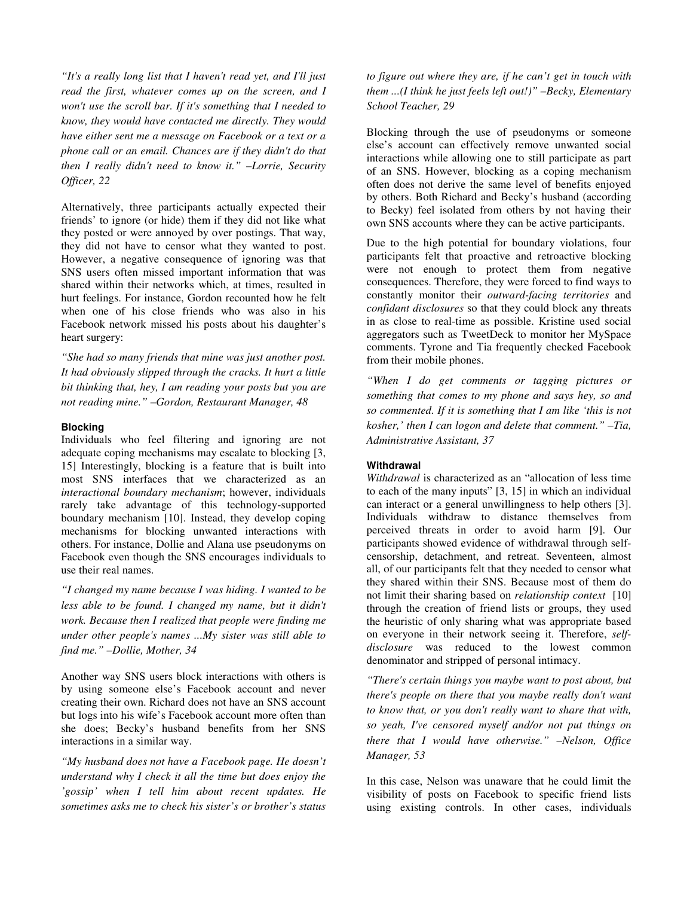*"It's a really long list that I haven't read yet, and I'll just read the first, whatever comes up on the screen, and I won't use the scroll bar. If it's something that I needed to know, they would have contacted me directly. They would have either sent me a message on Facebook or a text or a phone call or an email. Chances are if they didn't do that then I really didn't need to know it."* –Lorrie, Security Officer, 22

Alternatively, three participants actually expected their friends' to ignore (or hide) them if they did not like what they posted or were annoyed by over postings. That way, they did not have to censor what they wanted to post. However, a negative consequence of ignoring was that SNS users often missed important information that was shared within their networks which, at times, resulted in hurt feelings. For instance, Gordon recounted how he felt when one of his close friends who was also in his Facebook network missed his posts about his daughter's heart surgery:

*"She had so many friends that mine was just another post. It had obviously slipped through the cracks. It hurt a little bit thinking that, hey, I am reading your posts but you are not reading mine."* –Gordon, Restaurant Manager, 48

#### Blocking

Individuals who feel filtering and ignoring are not adequate coping mechanisms may escalate to blocking [3, 15] Interestingly, blocking is a feature that is built into most SNS interfaces that we characterized as an *interactional boundary mechanism*; however, individuals rarely take advantage of this technology-supported boundary mechanism [10]. Instead, they develop coping mechanisms for blocking unwanted interactions with others. For instance, Dollie and Alana use pseudonyms on Facebook even though the SNS encourages individuals to use their real names.

*"I changed my name because I was hiding. I wanted to be less able to be found. I changed my name, but it didn't work. Because then I realized that people were finding me under other people's names ...My sister was still able to find me."* –Dollie, Mother, 34

Another way SNS users block interactions with others is by using someone else's Facebook account and never creating their own. Richard does not have an SNS account but logs into his wife's Facebook account more often than she does; Becky's husband benefits from her SNS interactions in a similar way.

*"My husband does not have a Facebook page. He doesn't understand why I check it all the time but does enjoy the 'gossip' when I tell him about recent updates. He sometimes asks me to check his sister's or brother's status to figure out where they are, if he can't get in touch with them ...(I think he just feels left out!)"* –Becky, Elementary School Teacher, 29

Blocking through the use of pseudonyms or someone else's account can effectively remove unwanted social interactions while allowing one to still participate as part of an SNS. However, blocking as a coping mechanism often does not derive the same level of benefits enjoyed by others. Both Richard and Becky's husband (according to Becky) feel isolated from others by not having their own SNS accounts where they can be active participants.

Due to the high potential for boundary violations, four participants felt that proactive and retroactive blocking were not enough to protect them from negative consequences. Therefore, they were forced to find ways to constantly monitor their *outward-facing territories* and *confidant disclosures* so that they could block any threats in as close to real-time as possible. Kristine used social aggregators such as TweetDeck to monitor her MySpace comments. Tyrone and Tia frequently checked Facebook from their mobile phones.

*"When I do get comments or tagging pictures or something that comes to my phone and says hey, so and so commented. If it is something that I am like 'this is not kosher,' then I can logon and delete that comment."* –Tia, Administrative Assistant, 37

#### Withdrawal

*Withdrawal* is characterized as an "allocation of less time to each of the many inputs" [3, 15] in which an individual can interact or a general unwillingness to help others [3]. Individuals withdraw to distance themselves from perceived threats in order to avoid harm [9]. Our participants showed evidence of withdrawal through self-censorship, detachment, and retreat. Seventeen, almost all, of our participants felt that they needed to censor what they shared within their SNS. Because most of them do not limit their sharing based on *relationship context* [10] through the creation of friend lists or groups, they used the heuristic of only sharing what was appropriate based on everyone in their network seeing it. Therefore, *self-disclosure* was reduced to the lowest common denominator and stripped of personal intimacy.

*"There's certain things you maybe want to post about, but there's people on there that you maybe really don't want to know that, or you don't really want to share that with, so yeah, I've censored myself and/or not put things on there that I would have otherwise."* –Nelson, Office Manager, 53

In this case, Nelson was unaware that he could limit the visibility of posts on Facebook to specific friend lists using existing controls. In other cases, individuals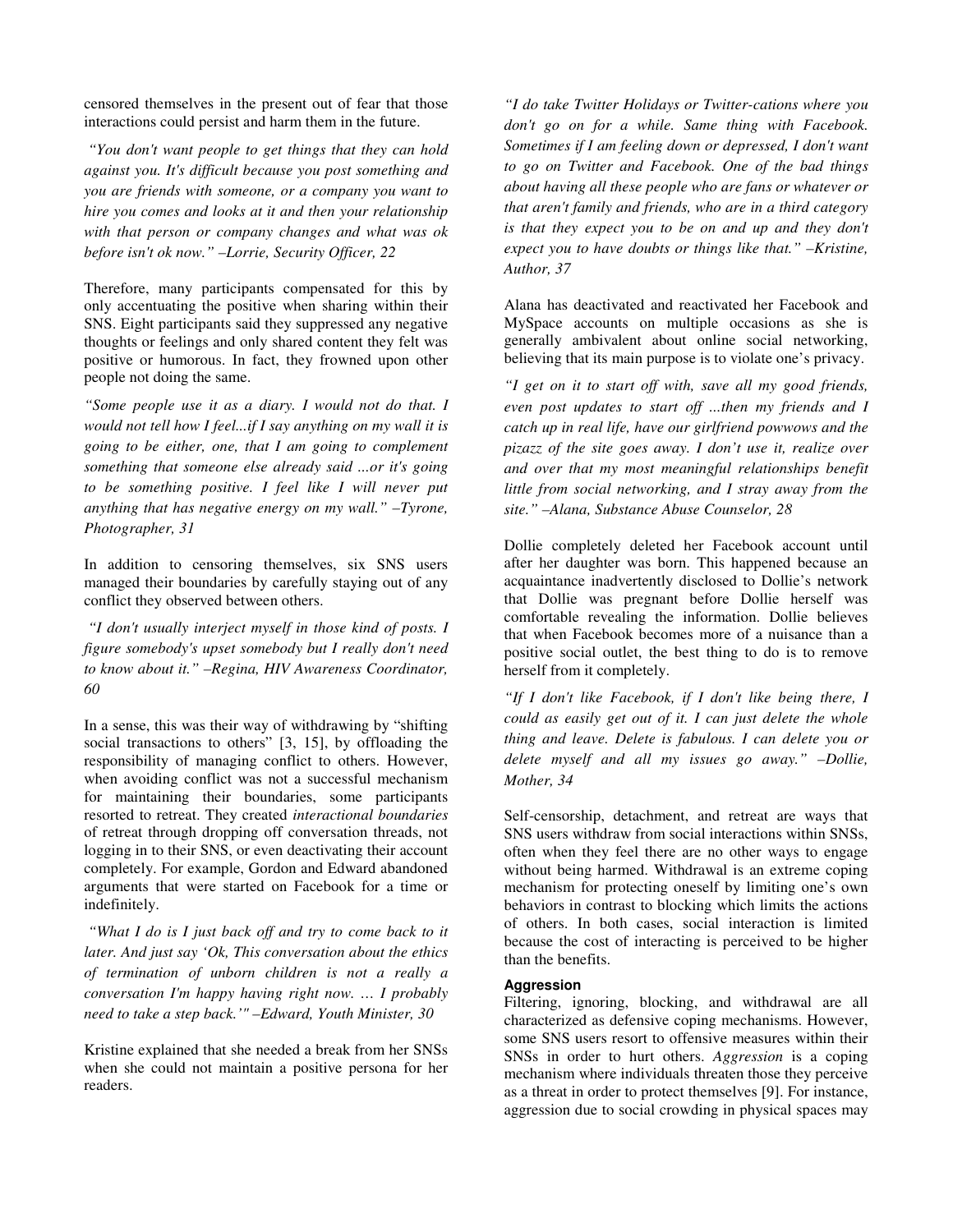censored themselves in the present out of fear that those interactions could persist and harm them in the future.

*"You don't want people to get things that they can hold against you. It's difficult because you post something and you are friends with someone, or a company you want to hire you comes and looks at it and then your relationship with that person or company changes and what was ok before isn't ok now." –Lorrie, Security Officer, 22*

Therefore, many participants compensated for this by only accentuating the positive when sharing within their SNS. Eight participants said they suppressed any negative thoughts or feelings and only shared content they felt was positive or humorous. In fact, they frowned upon other people not doing the same.

*"Some people use it as a diary. I would not do that. I would not tell how I feel...if I say anything on my wall it is going to be either, one, that I am going to complement something that someone else already said ...or it's going to be something positive. I feel like I will never put anything that has negative energy on my wall." –Tyrone, Photographer, 31*

In addition to censoring themselves, six SNS users managed their boundaries by carefully staying out of any conflict they observed between others.

*"I don't usually interject myself in those kind of posts. I figure somebody's upset somebody but I really don't need to know about it." –Regina, HIV Awareness Coordinator, 60*

In a sense, this was their way of withdrawing by "shifting social transactions to others" [3, 15], by offloading the responsibility of managing conflict to others. However, when avoiding conflict was not a successful mechanism for maintaining their boundaries, some participants resorted to retreat. They created *interactional boundaries* of retreat through dropping off conversation threads, not logging in to their SNS, or even deactivating their account completely. For example, Gordon and Edward abandoned arguments that were started on Facebook for a time or indefinitely.

*"What I do is I just back off and try to come back to it later. And just say 'Ok, This conversation about the ethics of termination of unborn children is not a really a conversation I'm happy having right now. … I probably need to take a step back.'" –Edward, Youth Minister, 30*

Kristine explained that she needed a break from her SNSs when she could not maintain a positive persona for her readers.

*"I do take Twitter Holidays or Twitter-cations where you don't go on for a while. Same thing with Facebook. Sometimes if I am feeling down or depressed, I don't want to go on Twitter and Facebook. One of the bad things about having all these people who are fans or whatever or that aren't family and friends, who are in a third category is that they expect you to be on and up and they don't expect you to have doubts or things like that." –Kristine, Author, 37*

Alana has deactivated and reactivated her Facebook and MySpace accounts on multiple occasions as she is generally ambivalent about online social networking, believing that its main purpose is to violate one's privacy.

*"I get on it to start off with, save all my good friends, even post updates to start off ...then my friends and I catch up in real life, have our girlfriend powwows and the pizazz of the site goes away. I don't use it, realize over and over that my most meaningful relationships benefit little from social networking, and I stray away from the site." –Alana, Substance Abuse Counselor, 28*

Dollie completely deleted her Facebook account until after her daughter was born. This happened because an acquaintance inadvertently disclosed to Dollie's network that Dollie was pregnant before Dollie herself was comfortable revealing the information. Dollie believes that when Facebook becomes more of a nuisance than a positive social outlet, the best thing to do is to remove herself from it completely.

*"If I don't like Facebook, if I don't like being there, I could as easily get out of it. I can just delete the whole thing and leave. Delete is fabulous. I can delete you or delete myself and all my issues go away." –Dollie, Mother, 34*

Self-censorship, detachment, and retreat are ways that SNS users withdraw from social interactions within SNSs, often when they feel there are no other ways to engage without being harmed. Withdrawal is an extreme coping mechanism for protecting oneself by limiting one's own behaviors in contrast to blocking which limits the actions of others. In both cases, social interaction is limited because the cost of interacting is perceived to be higher than the benefits.

#### Aggression

Filtering, ignoring, blocking, and withdrawal are all characterized as defensive coping mechanisms. However, some SNS users resort to offensive measures within their SNSs in order to hurt others. *Aggression* is a coping mechanism where individuals threaten those they perceive as a threat in order to protect themselves [9]. For instance, aggression due to social crowding in physical spaces may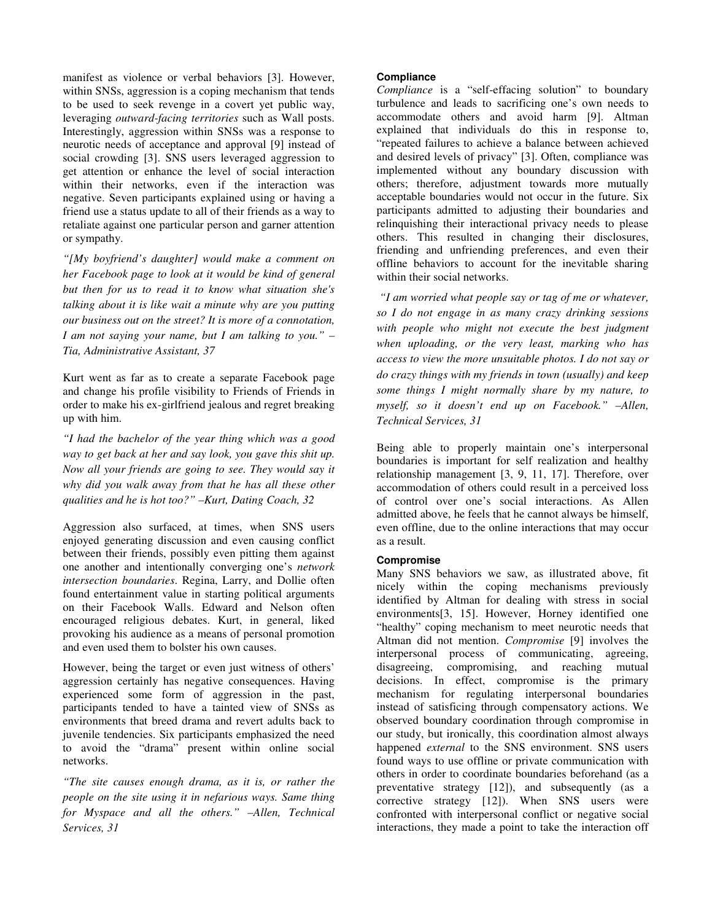manifest as violence or verbal behaviors [3]. However, within SNSs, aggression is a coping mechanism that tends to be used to seek revenge in a covert yet public way, leveraging *outward-facing territories* such as Wall posts. Interestingly, aggression within SNSs was a response to neurotic needs of acceptance and approval [9] instead of social crowding [3]. SNS users leveraged aggression to get attention or enhance the level of social interaction within their networks, even if the interaction was negative. Seven participants explained using or having a friend use a status update to all of their friends as a way to retaliate against one particular person and garner attention or sympathy.

*"[My boyfriend's daughter] would make a comment on her Facebook page to look at it would be kind of general but then for us to read it to know what situation she's talking about it is like wait a minute why are you putting our business out on the street? It is more of a connotation, I am not saying your name, but I am talking to you." – Tia, Administrative Assistant, 37*

Kurt went as far as to create a separate Facebook page and change his profile visibility to Friends of Friends in order to make his ex-girlfriend jealous and regret breaking up with him.

*"I had the bachelor of the year thing which was a good way to get back at her and say look, you gave this shit up. Now all your friends are going to see. They would say it why did you walk away from that he has all these other qualities and he is hot too?" –Kurt, Dating Coach, 32*

Aggression also surfaced, at times, when SNS users enjoyed generating discussion and even causing conflict between their friends, possibly even pitting them against one another and intentionally converging one's *network intersection boundaries*. Regina, Larry, and Dollie often found entertainment value in starting political arguments on their Facebook Walls. Edward and Nelson often encouraged religious debates. Kurt, in general, liked provoking his audience as a means of personal promotion and even used them to bolster his own causes.

However, being the target or even just witness of others' aggression certainly has negative consequences. Having experienced some form of aggression in the past, participants tended to have a tainted view of SNSs as environments that breed drama and revert adults back to juvenile tendencies. Six participants emphasized the need to avoid the "drama" present within online social networks.

*"The site causes enough drama, as it is, or rather the people on the site using it in nefarious ways. Same thing for Myspace and all the others." –Allen, Technical Services, 31*

#### Compliance

*Compliance* is a "self-effacing solution" to boundary turbulence and leads to sacrificing one's own needs to accommodate others and avoid harm [9]. Altman explained that individuals do this in response to, "repeated failures to achieve a balance between achieved and desired levels of privacy" [3]. Often, compliance was implemented without any boundary discussion with others; therefore, adjustment towards more mutually acceptable boundaries would not occur in the future. Six participants admitted to adjusting their boundaries and relinquishing their interactional privacy needs to please others. This resulted in changing their disclosures, friending and unfriending preferences, and even their offline behaviors to account for the inevitable sharing within their social networks.

*"I am worried what people say or tag of me or whatever, so I do not engage in as many crazy drinking sessions with people who might not execute the best judgment when uploading, or the very least, marking who has access to view the more unsuitable photos. I do not say or do crazy things with my friends in town (usually) and keep some things I might normally share by my nature, to myself, so it doesn't end up on Facebook." –Allen, Technical Services, 31*

Being able to properly maintain one's interpersonal boundaries is important for self realization and healthy relationship management [3, 9, 11, 17]. Therefore, over accommodation of others could result in a perceived loss of control over one's social interactions. As Allen admitted above, he feels that he cannot always be himself, even offline, due to the online interactions that may occur as a result.

#### Compromise

Many SNS behaviors we saw, as illustrated above, fit nicely within the coping mechanisms previously identified by Altman for dealing with stress in social environments[3, 15]. However, Horney identified one "healthy" coping mechanism to meet neurotic needs that Altman did not mention. *Compromise* [9] involves the interpersonal process of communicating, agreeing, disagreeing, compromising, and reaching mutual decisions. In effect, compromise is the primary mechanism for regulating interpersonal boundaries instead of satisficing through compensatory actions. We observed boundary coordination through compromise in our study, but ironically, this coordination almost always happened *external* to the SNS environment. SNS users found ways to use offline or private communication with others in order to coordinate boundaries beforehand (as a preventative strategy [12]), and subsequently (as a corrective strategy [12]). When SNS users were confronted with interpersonal conflict or negative social interactions, they made a point to take the interaction off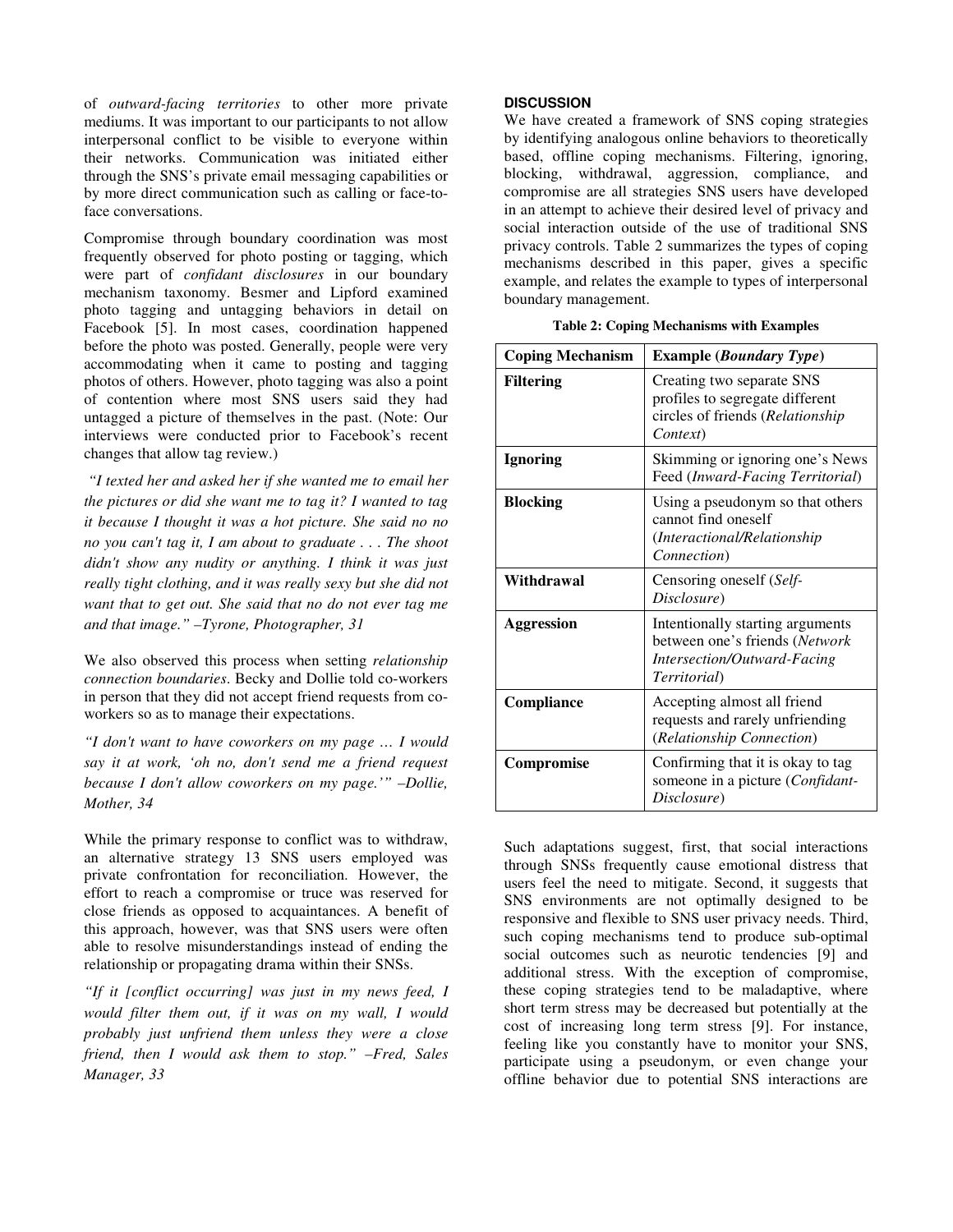of *outward-facing territories* to other more private mediums. It was important to our participants to not allow interpersonal conflict to be visible to everyone within their networks. Communication was initiated either through the SNS's private email messaging capabilities or by more direct communication such as calling or face-to-face conversations.

Compromise through boundary coordination was most frequently observed for photo posting or tagging, which were part of *confidant disclosures* in our boundary mechanism taxonomy. Besmer and Lipford examined photo tagging and untagging behaviors in detail on Facebook [5]. In most cases, coordination happened before the photo was posted. Generally, people were very accommodating when it came to posting and tagging photos of others. However, photo tagging was also a point of contention where most SNS users said they had untagged a picture of themselves in the past. (Note: Our interviews were conducted prior to Facebook's recent changes that allow tag review.)

*"I texted her and asked her if she wanted me to email her the pictures or did she want me to tag it? I wanted to tag it because I thought it was a hot picture. She said no no no you can't tag it, I am about to graduate . . . The shoot didn't show any nudity or anything. I think it was just really tight clothing, and it was really sexy but she did not want that to get out. She said that no do not ever tag me and that image." –Tyrone, Photographer, 31*

We also observed this process when setting *relationship connection boundaries*. Becky and Dollie told co-workers in person that they did not accept friend requests from co-workers so as to manage their expectations.

*"I don't want to have coworkers on my page … I would say it at work, 'oh no, don't send me a friend request because I don't allow coworkers on my page.'" –Dollie, Mother, 34*

While the primary response to conflict was to withdraw, an alternative strategy 13 SNS users employed was private confrontation for reconciliation. However, the effort to reach a compromise or truce was reserved for close friends as opposed to acquaintances. A benefit of this approach, however, was that SNS users were often able to resolve misunderstandings instead of ending the relationship or propagating drama within their SNSs.

*"If it [conflict occurring] was just in my news feed, I would filter them out, if it was on my wall, I would probably just unfriend them unless they were a close friend, then I would ask them to stop." –Fred, Sales Manager, 33*

## DISCUSSION

We have created a framework of SNS coping strategies by identifying analogous online behaviors to theoretically based, offline coping mechanisms. Filtering, ignoring, blocking, withdrawal, aggression, compliance, and compromise are all strategies SNS users have developed in an attempt to achieve their desired level of privacy and social interaction outside of the use of traditional SNS privacy controls. Table 2 summarizes the types of coping mechanisms described in this paper, gives a specific example, and relates the example to types of interpersonal boundary management.

**Table 2: Coping Mechanisms with Examples**

| Coping Mechanism | Example (*Boundary Type*) |
|---|---|
| **Filtering** | Creating two separate SNS profiles to segregate different circles of friends (*Relationship Context*) |
| **Ignoring** | Skimming or ignoring one's News Feed (*Inward-Facing Territorial*) |
| **Blocking** | Using a pseudonym so that others cannot find oneself (*Interactional/Relationship Connection*) |
| **Withdrawal** | Censoring oneself (*Self-Disclosure*) |
| **Aggression** | Intentionally starting arguments between one's friends (*Network Intersection/Outward-Facing Territorial*) |
| **Compliance** | Accepting almost all friend requests and rarely unfriending (*Relationship Connection*) |
| **Compromise** | Confirming that it is okay to tag someone in a picture (*Confidant-Disclosure*) |

Such adaptations suggest, first, that social interactions through SNSs frequently cause emotional distress that users feel the need to mitigate. Second, it suggests that SNS environments are not optimally designed to be responsive and flexible to SNS user privacy needs. Third, such coping mechanisms tend to produce sub-optimal social outcomes such as neurotic tendencies [9] and additional stress. With the exception of compromise, these coping strategies tend to be maladaptive, where short term stress may be decreased but potentially at the cost of increasing long term stress [9]. For instance, feeling like you constantly have to monitor your SNS, participate using a pseudonym, or even change your offline behavior due to potential SNS interactions are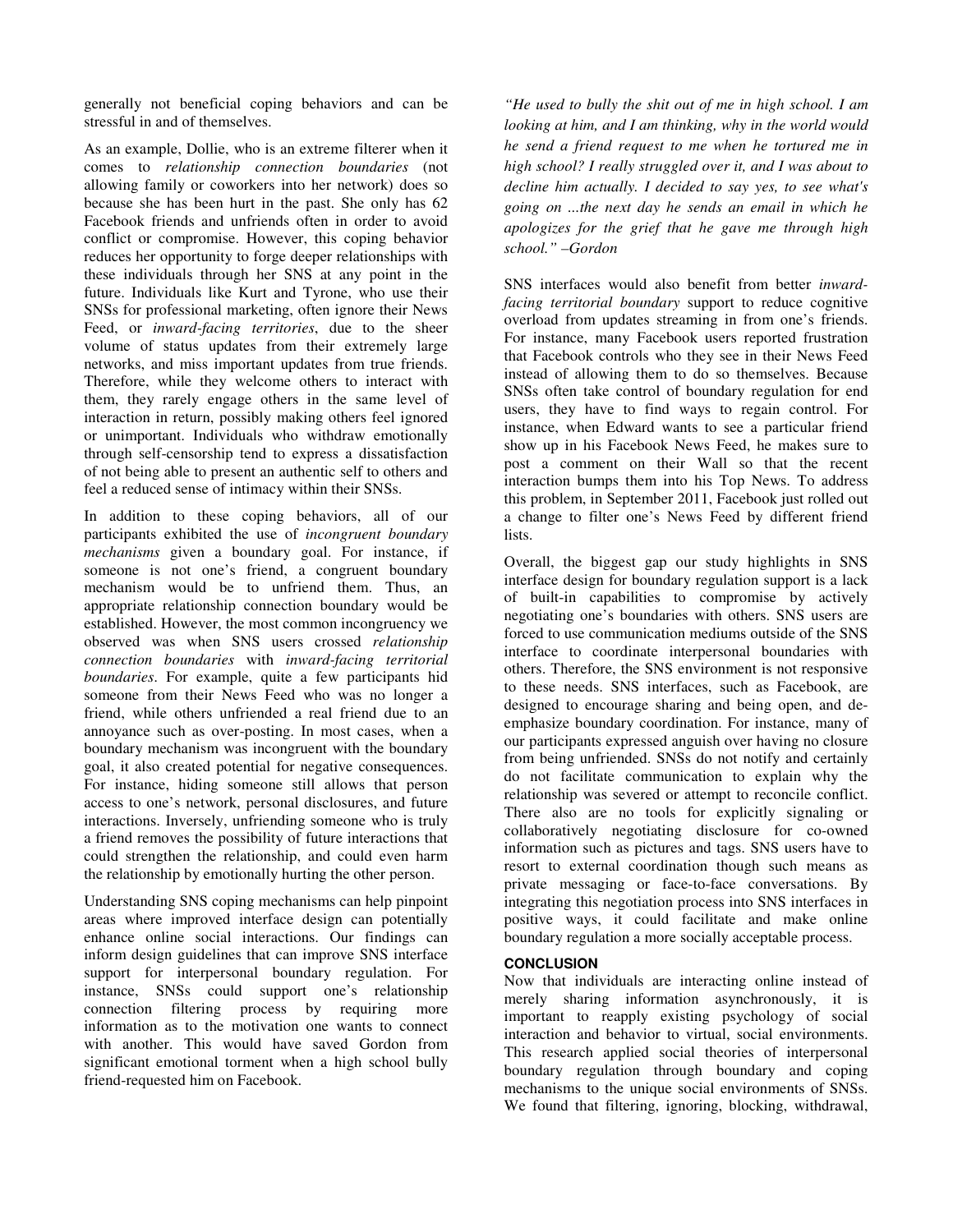generally not beneficial coping behaviors and can be stressful in and of themselves.

As an example, Dollie, who is an extreme filterer when it comes to *relationship connection boundaries* (not allowing family or coworkers into her network) does so because she has been hurt in the past. She only has 62 Facebook friends and unfriends often in order to avoid conflict or compromise. However, this coping behavior reduces her opportunity to forge deeper relationships with these individuals through her SNS at any point in the future. Individuals like Kurt and Tyrone, who use their SNSs for professional marketing, often ignore their News Feed, or *inward-facing territories*, due to the sheer volume of status updates from their extremely large networks, and miss important updates from true friends. Therefore, while they welcome others to interact with them, they rarely engage others in the same level of interaction in return, possibly making others feel ignored or unimportant. Individuals who withdraw emotionally through self-censorship tend to express a dissatisfaction of not being able to present an authentic self to others and feel a reduced sense of intimacy within their SNSs.

In addition to these coping behaviors, all of our participants exhibited the use of *incongruent boundary mechanisms* given a boundary goal. For instance, if someone is not one's friend, a congruent boundary mechanism would be to unfriend them. Thus, an appropriate relationship connection boundary would be established. However, the most common incongruency we observed was when SNS users crossed *relationship connection boundaries* with *inward-facing territorial boundaries*. For example, quite a few participants hid someone from their News Feed who was no longer a friend, while others unfriended a real friend due to an annoyance such as over-posting. In most cases, when a boundary mechanism was incongruent with the boundary goal, it also created potential for negative consequences. For instance, hiding someone still allows that person access to one's network, personal disclosures, and future interactions. Inversely, unfriending someone who is truly a friend removes the possibility of future interactions that could strengthen the relationship, and could even harm the relationship by emotionally hurting the other person.

Understanding SNS coping mechanisms can help pinpoint areas where improved interface design can potentially enhance online social interactions. Our findings can inform design guidelines that can improve SNS interface support for interpersonal boundary regulation. For instance, SNSs could support one's relationship connection filtering process by requiring more information as to the motivation one wants to connect with another. This would have saved Gordon from significant emotional torment when a high school bully friend-requested him on Facebook.

*"He used to bully the shit out of me in high school. I am looking at him, and I am thinking, why in the world would he send a friend request to me when he tortured me in high school? I really struggled over it, and I was about to decline him actually. I decided to say yes, to see what's going on ...the next day he sends an email in which he apologizes for the grief that he gave me through high school." –Gordon*

SNS interfaces would also benefit from better *inward-facing territorial boundary* support to reduce cognitive overload from updates streaming in from one's friends. For instance, many Facebook users reported frustration that Facebook controls who they see in their News Feed instead of allowing them to do so themselves. Because SNSs often take control of boundary regulation for end users, they have to find ways to regain control. For instance, when Edward wants to see a particular friend show up in his Facebook News Feed, he makes sure to post a comment on their Wall so that the recent interaction bumps them into his Top News. To address this problem, in September 2011, Facebook just rolled out a change to filter one's News Feed by different friend lists.

Overall, the biggest gap our study highlights in SNS interface design for boundary regulation support is a lack of built-in capabilities to compromise by actively negotiating one's boundaries with others. SNS users are forced to use communication mediums outside of the SNS interface to coordinate interpersonal boundaries with others. Therefore, the SNS environment is not responsive to these needs. SNS interfaces, such as Facebook, are designed to encourage sharing and being open, and de-emphasize boundary coordination. For instance, many of our participants expressed anguish over having no closure from being unfriended. SNSs do not notify and certainly do not facilitate communication to explain why the relationship was severed or attempt to reconcile conflict. There also are no tools for explicitly signaling or collaboratively negotiating disclosure for co-owned information such as pictures and tags. SNS users have to resort to external coordination though such means as private messaging or face-to-face conversations. By integrating this negotiation process into SNS interfaces in positive ways, it could facilitate and make online boundary regulation a more socially acceptable process.

## CONCLUSION

Now that individuals are interacting online instead of merely sharing information asynchronously, it is important to reapply existing psychology of social interaction and behavior to virtual, social environments. This research applied social theories of interpersonal boundary regulation through boundary and coping mechanisms to the unique social environments of SNSs. We found that filtering, ignoring, blocking, withdrawal,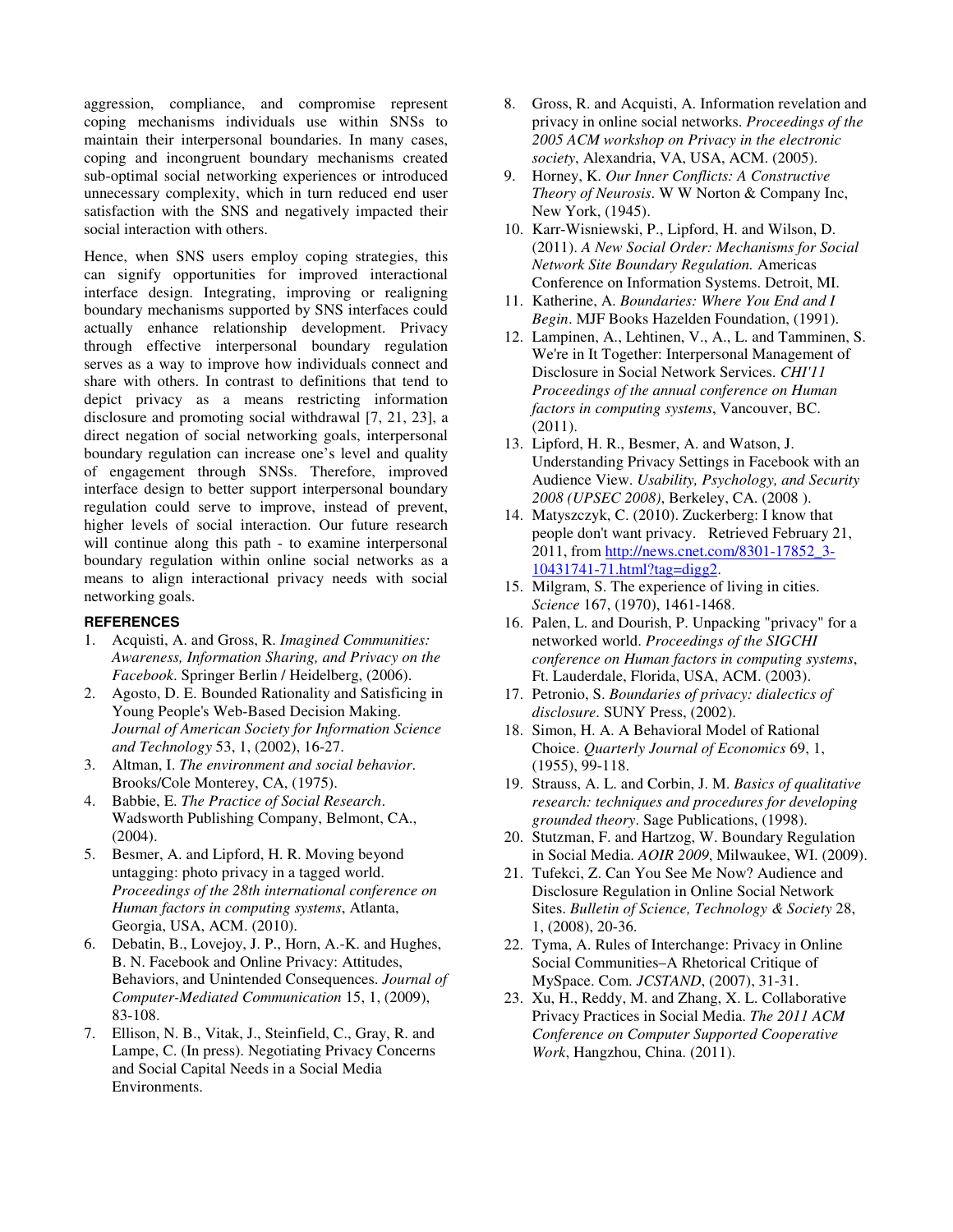aggression, compliance, and compromise represent coping mechanisms individuals use within SNSs to maintain their interpersonal boundaries. In many cases, coping and incongruent boundary mechanisms created sub-optimal social networking experiences or introduced unnecessary complexity, which in turn reduced end user satisfaction with the SNS and negatively impacted their social interaction with others.

Hence, when SNS users employ coping strategies, this can signify opportunities for improved interactional interface design. Integrating, improving or realigning boundary mechanisms supported by SNS interfaces could actually enhance relationship development. Privacy through effective interpersonal boundary regulation serves as a way to improve how individuals connect and share with others. In contrast to definitions that tend to depict privacy as a means restricting information disclosure and promoting social withdrawal [7, 21, 23], a direct negation of social networking goals, interpersonal boundary regulation can increase one's level and quality of engagement through SNSs. Therefore, improved interface design to better support interpersonal boundary regulation could serve to improve, instead of prevent, higher levels of social interaction. Our future research will continue along this path - to examine interpersonal boundary regulation within online social networks as a means to align interactional privacy needs with social networking goals.

## REFERENCES

1. Acquisti, A. and Gross, R. *Imagined Communities: Awareness, Information Sharing, and Privacy on the Facebook*. Springer Berlin / Heidelberg, (2006).
2. Agosto, D. E. Bounded Rationality and Satisficing in Young People's Web-Based Decision Making. *Journal of American Society for Information Science and Technology* 53, 1, (2002), 16-27.
3. Altman, I. *The environment and social behavior*. Brooks/Cole Monterey, CA, (1975).
4. Babbie, E. *The Practice of Social Research*. Wadsworth Publishing Company, Belmont, CA., (2004).
5. Besmer, A. and Lipford, H. R. Moving beyond untagging: photo privacy in a tagged world. *Proceedings of the 28th international conference on Human factors in computing systems*, Atlanta, Georgia, USA, ACM. (2010).
6. Debatin, B., Lovejoy, J. P., Horn, A.-K. and Hughes, B. N. Facebook and Online Privacy: Attitudes, Behaviors, and Unintended Consequences. *Journal of Computer-Mediated Communication* 15, 1, (2009), 83-108.
7. Ellison, N. B., Vitak, J., Steinfield, C., Gray, R. and Lampe, C. (In press). Negotiating Privacy Concerns and Social Capital Needs in a Social Media Environments.
8. Gross, R. and Acquisti, A. Information revelation and privacy in online social networks. *Proceedings of the 2005 ACM workshop on Privacy in the electronic society*, Alexandria, VA, USA, ACM. (2005).
9. Horney, K. *Our Inner Conflicts: A Constructive Theory of Neurosis*. W W Norton & Company Inc, New York, (1945).
10. Karr-Wisniewski, P., Lipford, H. and Wilson, D. (2011). *A New Social Order: Mechanisms for Social Network Site Boundary Regulation.* Americas Conference on Information Systems. Detroit, MI.
11. Katherine, A. *Boundaries: Where You End and I Begin*. MJF Books Hazelden Foundation, (1991).
12. Lampinen, A., Lehtinen, V., A., L. and Tamminen, S. We're in It Together: Interpersonal Management of Disclosure in Social Network Services. *CHI'11 Proceedings of the annual conference on Human factors in computing systems*, Vancouver, BC. (2011).
13. Lipford, H. R., Besmer, A. and Watson, J. Understanding Privacy Settings in Facebook with an Audience View. *Usability, Psychology, and Security 2008 (UPSEC 2008)*, Berkeley, CA. (2008 ).
14. Matyszczyk, C. (2010). Zuckerberg: I know that people don't want privacy. Retrieved February 21, 2011, from http://news.cnet.com/8301-17852_3-10431741-71.html?tag=digg2.
15. Milgram, S. The experience of living in cities. *Science* 167, (1970), 1461-1468.
16. Palen, L. and Dourish, P. Unpacking "privacy" for a networked world. *Proceedings of the SIGCHI conference on Human factors in computing systems*, Ft. Lauderdale, Florida, USA, ACM. (2003).
17. Petronio, S. *Boundaries of privacy: dialectics of disclosure*. SUNY Press, (2002).
18. Simon, H. A. A Behavioral Model of Rational Choice. *Quarterly Journal of Economics* 69, 1, (1955), 99-118.
19. Strauss, A. L. and Corbin, J. M. *Basics of qualitative research: techniques and procedures for developing grounded theory*. Sage Publications, (1998).
20. Stutzman, F. and Hartzog, W. Boundary Regulation in Social Media. *AOIR 2009*, Milwaukee, WI. (2009).
21. Tufekci, Z. Can You See Me Now? Audience and Disclosure Regulation in Online Social Network Sites. *Bulletin of Science, Technology & Society* 28, 1, (2008), 20-36.
22. Tyma, A. Rules of Interchange: Privacy in Online Social Communities–A Rhetorical Critique of MySpace. Com. *JCSTAND*, (2007), 31-31.
23. Xu, H., Reddy, M. and Zhang, X. L. Collaborative Privacy Practices in Social Media. *The 2011 ACM Conference on Computer Supported Cooperative Work*, Hangzhou, China. (2011).